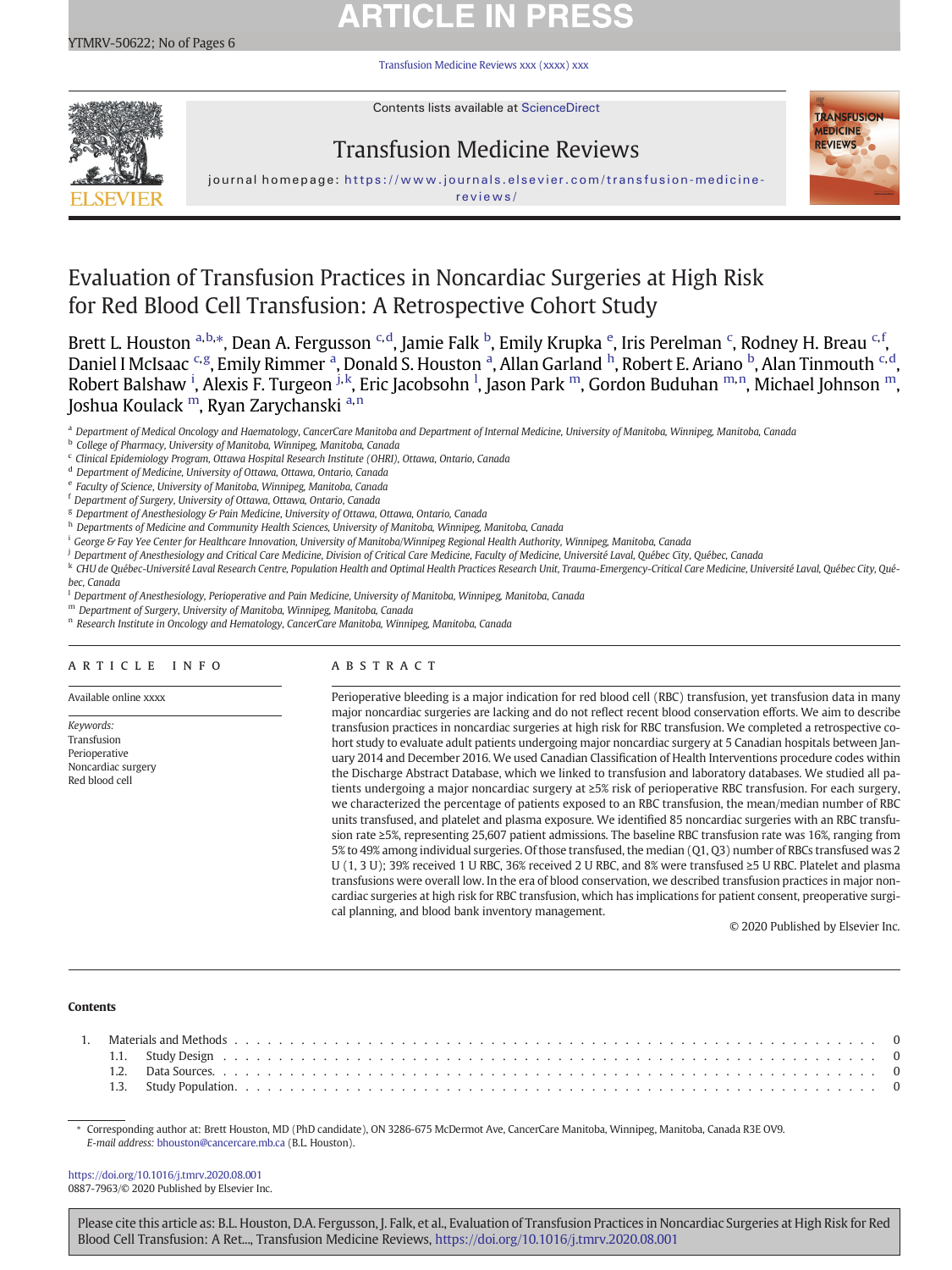# Evaluation of Transfusion Practices in Noncardiac Surgeries at High Risk for Red Blood Cell Transfusion: A Retrospective Cohort Study

Brett L. Houston [a,b,*], Dean A. Fergusson [c,d], Jamie Falk [b], Emily Krupka [e], Iris Perelman [c], Rodney H. Breau [c,f], Daniel I McIsaac [c,g], Emily Rimmer [a], Donald S. Houston [a], Allan Garland [h], Robert E. Ariano [b], Alan Tinmouth [c,d], Robert Balshaw [i], Alexis F. Turgeon [j,k], Eric Jacobsohn [l], Jason Park [m], Gordon Buduhan [m,n], Michael Johnson [m], Joshua Koulack [m], Ryan Zarychanski [a,n]

[a] Department of Medical Oncology and Haematology, CancerCare Manitoba and Department of Internal Medicine, University of Manitoba, Winnipeg, Manitoba, Canada
[b] College of Pharmacy, University of Manitoba, Winnipeg, Manitoba, Canada
[c] Clinical Epidemiology Program, Ottawa Hospital Research Institute (OHRI), Ottawa, Ontario, Canada
[d] Department of Medicine, University of Ottawa, Ottawa, Ontario, Canada
[e] Faculty of Science, University of Manitoba, Winnipeg, Manitoba, Canada
[f] Department of Surgery, University of Ottawa, Ottawa, Ontario, Canada
[g] Department of Anesthesiology & Pain Medicine, University of Ottawa, Ottawa, Ontario, Canada
[h] Departments of Medicine and Community Health Sciences, University of Manitoba, Winnipeg, Manitoba, Canada
[i] George & Fay Yee Center for Healthcare Innovation, University of Manitoba/Winnipeg Regional Health Authority, Winnipeg, Manitoba, Canada
[j] Department of Anesthesiology and Critical Care Medicine, Division of Critical Care Medicine, Faculty of Medicine, Université Laval, Québec City, Québec, Canada
[k] CHU de Québec-Université Laval Research Centre, Population Health and Optimal Health Practices Research Unit, Trauma-Emergency-Critical Care Medicine, Université Laval, Québec City, Québec, Canada
[l] Department of Anesthesiology, Perioperative and Pain Medicine, University of Manitoba, Winnipeg, Manitoba, Canada
[m] Department of Surgery, University of Manitoba, Winnipeg, Manitoba, Canada
[n] Research Institute in Oncology and Hematology, CancerCare Manitoba, Winnipeg, Manitoba, Canada

## ARTICLE INFO

Available online xxxx

*Keywords:*
Transfusion
Perioperative
Noncardiac surgery
Red blood cell

## ABSTRACT

Perioperative bleeding is a major indication for red blood cell (RBC) transfusion, yet transfusion data in many major noncardiac surgeries are lacking and do not reflect recent blood conservation efforts. We aim to describe transfusion practices in noncardiac surgeries at high risk for RBC transfusion. We completed a retrospective cohort study to evaluate adult patients undergoing major noncardiac surgery at 5 Canadian hospitals between January 2014 and December 2016. We used Canadian Classification of Health Interventions procedure codes within the Discharge Abstract Database, which we linked to transfusion and laboratory databases. We studied all patients undergoing a major noncardiac surgery at ≥5% risk of perioperative RBC transfusion. For each surgery, we characterized the percentage of patients exposed to an RBC transfusion, the mean/median number of RBC units transfused, and platelet and plasma exposure. We identified 85 noncardiac surgeries with an RBC transfusion rate ≥5%, representing 25,607 patient admissions. The baseline RBC transfusion rate was 16%, ranging from 5% to 49% among individual surgeries. Of those transfused, the median (Q1, Q3) number of RBCs transfused was 2 U (1, 3 U); 39% received 1 U RBC, 36% received 2 U RBC, and 8% were transfused ≥5 U RBC. Platelet and plasma transfusions were overall low. In the era of blood conservation, we described transfusion practices in major noncardiac surgeries at high risk for RBC transfusion, which has implications for patient consent, preoperative surgical planning, and blood bank inventory management.

© 2020 Published by Elsevier Inc.

**Contents**

1. Materials and Methods . . . 0
   1.1. Study Design . . . 0
   1.2. Data Sources . . . 0
   1.3. Study Population . . . 0

\* Corresponding author at: Brett Houston, MD (PhD candidate), ON 3286-675 McDermot Ave, CancerCare Manitoba, Winnipeg, Manitoba, Canada R3E 0V9.
*E-mail address:* bhouston@cancercare.mb.ca (B.L. Houston).

https://doi.org/10.1016/j.tmrv.2020.08.001
0887-7963/© 2020 Published by Elsevier Inc.

Please cite this article as: B.L. Houston, D.A. Fergusson, J. Falk, et al., Evaluation of Transfusion Practices in Noncardiac Surgeries at High Risk for Red Blood Cell Transfusion: A Ret..., Transfusion Medicine Reviews, https://doi.org/10.1016/j.tmrv.2020.08.001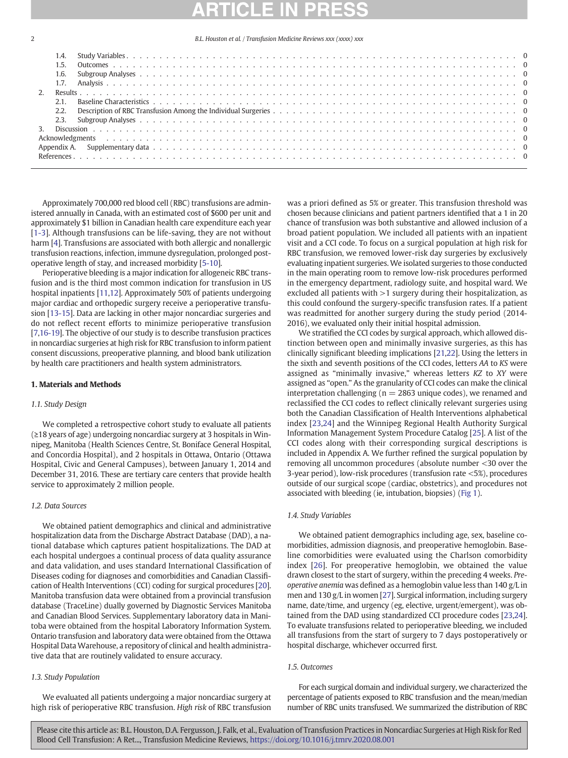| | | |
|---|---|---|
| 1.4. | Study Variables | 0 |
| 1.5. | Outcomes | 0 |
| 1.6. | Subgroup Analyses | 0 |
| 1.7. | Analysis | 0 |
| 2. | Results | 0 |
| 2.1. | Baseline Characteristics | 0 |
| 2.2. | Description of RBC Transfusion Among the Individual Surgeries | 0 |
| 2.3. | Subgroup Analyses | 0 |
| 3. | Discussion | 0 |
| | Acknowledgments | 0 |
| | Appendix A. Supplementary data | 0 |
| | References | 0 |

Approximately 700,000 red blood cell (RBC) transfusions are administered annually in Canada, with an estimated cost of $600 per unit and approximately $1 billion in Canadian health care expenditure each year [1-3]. Although transfusions can be life-saving, they are not without harm [4]. Transfusions are associated with both allergic and nonallergic transfusion reactions, infection, immune dysregulation, prolonged postoperative length of stay, and increased morbidity [5-10].

Perioperative bleeding is a major indication for allogeneic RBC transfusion and is the third most common indication for transfusion in US hospital inpatients [11,12]. Approximately 50% of patients undergoing major cardiac and orthopedic surgery receive a perioperative transfusion [13-15]. Data are lacking in other major noncardiac surgeries and do not reflect recent efforts to minimize perioperative transfusion [7,16-19]. The objective of our study is to describe transfusion practices in noncardiac surgeries at high risk for RBC transfusion to inform patient consent discussions, preoperative planning, and blood bank utilization by health care practitioners and health system administrators.

## 1. Materials and Methods

### 1.1. Study Design

We completed a retrospective cohort study to evaluate all patients (≥18 years of age) undergoing noncardiac surgery at 3 hospitals in Winnipeg, Manitoba (Health Sciences Centre, St. Boniface General Hospital, and Concordia Hospital), and 2 hospitals in Ottawa, Ontario (Ottawa Hospital, Civic and General Campuses), between January 1, 2014 and December 31, 2016. These are tertiary care centers that provide health service to approximately 2 million people.

### 1.2. Data Sources

We obtained patient demographics and clinical and administrative hospitalization data from the Discharge Abstract Database (DAD), a national database which captures patient hospitalizations. The DAD at each hospital undergoes a continual process of data quality assurance and data validation, and uses standard International Classification of Diseases coding for diagnoses and comorbidities and Canadian Classification of Health Interventions (CCI) coding for surgical procedures [20]. Manitoba transfusion data were obtained from a provincial transfusion database (TraceLine) dually governed by Diagnostic Services Manitoba and Canadian Blood Services. Supplementary laboratory data in Manitoba were obtained from the hospital Laboratory Information System. Ontario transfusion and laboratory data were obtained from the Ottawa Hospital Data Warehouse, a repository of clinical and health administrative data that are routinely validated to ensure accuracy.

### 1.3. Study Population

We evaluated all patients undergoing a major noncardiac surgery at high risk of perioperative RBC transfusion. *High risk* of RBC transfusion was a priori defined as 5% or greater. This transfusion threshold was chosen because clinicians and patient partners identified that a 1 in 20 chance of transfusion was both substantive and allowed inclusion of a broad patient population. We included all patients with an inpatient visit and a CCI code. To focus on a surgical population at high risk for RBC transfusion, we removed lower-risk day surgeries by exclusively evaluating inpatient surgeries. We isolated surgeries to those conducted in the main operating room to remove low-risk procedures performed in the emergency department, radiology suite, and hospital ward. We excluded all patients with >1 surgery during their hospitalization, as this could confound the surgery-specific transfusion rates. If a patient was readmitted for another surgery during the study period (2014-2016), we evaluated only their initial hospital admission.

We stratified the CCI codes by surgical approach, which allowed distinction between open and minimally invasive surgeries, as this has clinically significant bleeding implications [21,22]. Using the letters in the sixth and seventh positions of the CCI codes, letters *AA* to *KS* were assigned as "minimally invasive," whereas letters *KZ* to *XY* were assigned as "open." As the granularity of CCI codes can make the clinical interpretation challenging (n = 2863 unique codes), we renamed and reclassified the CCI codes to reflect clinically relevant surgeries using both the Canadian Classification of Health Interventions alphabetical index [23,24] and the Winnipeg Regional Health Authority Surgical Information Management System Procedure Catalog [25]. A list of the CCI codes along with their corresponding surgical descriptions is included in Appendix A. We further refined the surgical population by removing all uncommon procedures (absolute number <30 over the 3-year period), low-risk procedures (transfusion rate <5%), procedures outside of our surgical scope (cardiac, obstetrics), and procedures not associated with bleeding (ie, intubation, biopsies) (Fig 1).

### 1.4. Study Variables

We obtained patient demographics including age, sex, baseline comorbidities, admission diagnosis, and preoperative hemoglobin. Baseline comorbidities were evaluated using the Charlson comorbidity index [26]. For preoperative hemoglobin, we obtained the value drawn closest to the start of surgery, within the preceding 4 weeks. *Preoperative anemia* was defined as a hemoglobin value less than 140 g/L in men and 130 g/L in women [27]. Surgical information, including surgery name, date/time, and urgency (eg, elective, urgent/emergent), was obtained from the DAD using standardized CCI procedure codes [23,24]. To evaluate transfusions related to perioperative bleeding, we included all transfusions from the start of surgery to 7 days postoperatively or hospital discharge, whichever occurred first.

### 1.5. Outcomes

For each surgical domain and individual surgery, we characterized the percentage of patients exposed to RBC transfusion and the mean/median number of RBC units transfused. We summarized the distribution of RBC

Please cite this article as: B.L. Houston, D.A. Fergusson, J. Falk, et al., Evaluation of Transfusion Practices in Noncardiac Surgeries at High Risk for Red Blood Cell Transfusion: A Ret..., Transfusion Medicine Reviews, https://doi.org/10.1016/j.tmrv.2020.08.001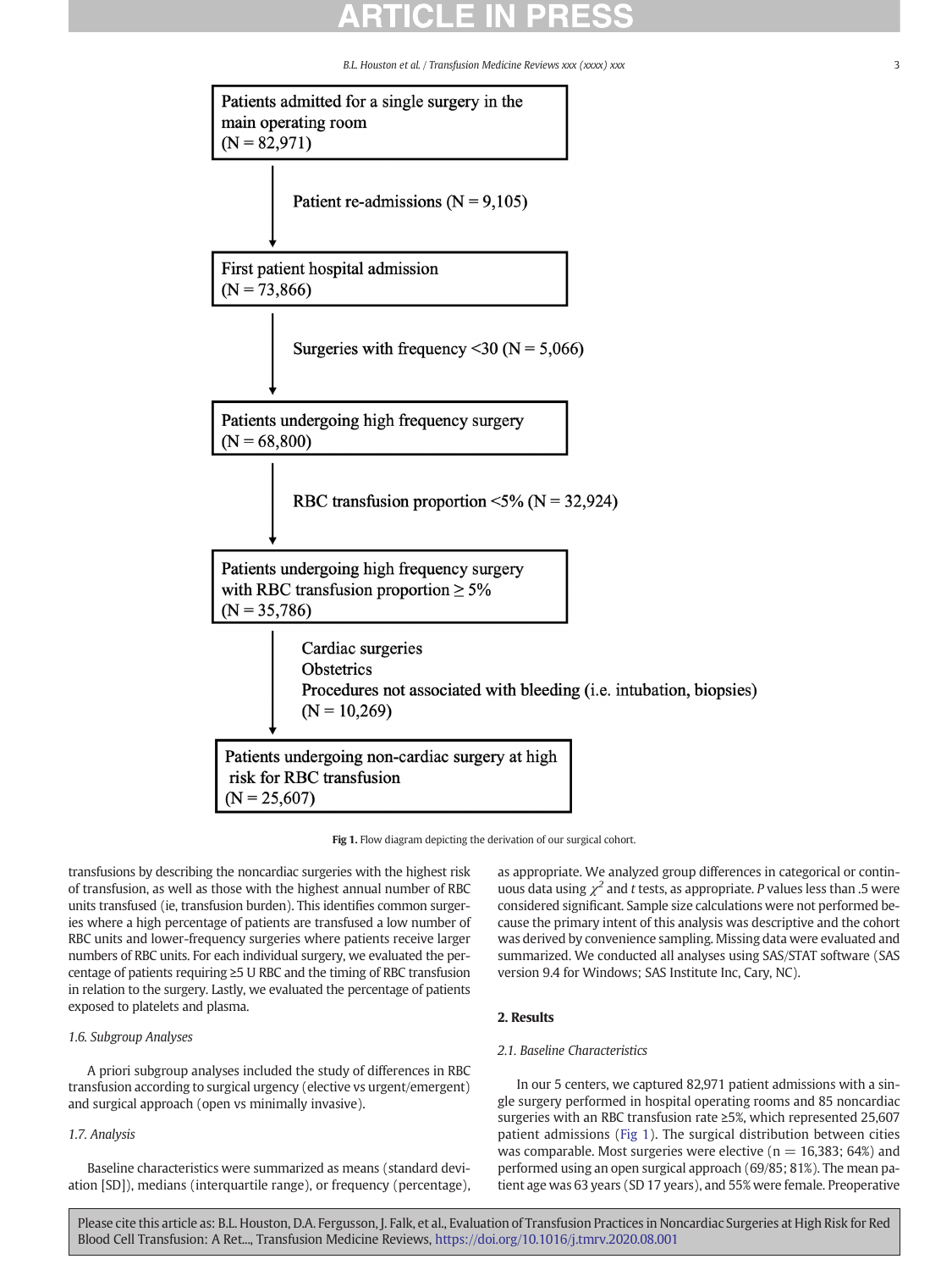Patients admitted for a single surgery in the main operating room
(N = 82,971)

↓ Patient re-admissions (N = 9,105)

First patient hospital admission
(N = 73,866)

↓ Surgeries with frequency <30 (N = 5,066)

Patients undergoing high frequency surgery
(N = 68,800)

↓ RBC transfusion proportion <5% (N = 32,924)

Patients undergoing high frequency surgery with RBC transfusion proportion ≥ 5%
(N = 35,786)

↓ Cardiac surgeries
Obstetrics
Procedures not associated with bleeding (i.e. intubation, biopsies)
(N = 10,269)

Patients undergoing non-cardiac surgery at high risk for RBC transfusion
(N = 25,607)

**Fig 1.** Flow diagram depicting the derivation of our surgical cohort.

transfusions by describing the noncardiac surgeries with the highest risk of transfusion, as well as those with the highest annual number of RBC units transfused (ie, transfusion burden). This identifies common surgeries where a high percentage of patients are transfused a low number of RBC units and lower-frequency surgeries where patients receive larger numbers of RBC units. For each individual surgery, we evaluated the percentage of patients requiring ≥5 U RBC and the timing of RBC transfusion in relation to the surgery. Lastly, we evaluated the percentage of patients exposed to platelets and plasma.

### *1.6. Subgroup Analyses*

A priori subgroup analyses included the study of differences in RBC transfusion according to surgical urgency (elective vs urgent/emergent) and surgical approach (open vs minimally invasive).

### *1.7. Analysis*

Baseline characteristics were summarized as means (standard deviation [SD]), medians (interquartile range), or frequency (percentage), as appropriate. We analyzed group differences in categorical or continuous data using $\chi^2$ and *t* tests, as appropriate. *P* values less than .5 were considered significant. Sample size calculations were not performed because the primary intent of this analysis was descriptive and the cohort was derived by convenience sampling. Missing data were evaluated and summarized. We conducted all analyses using SAS/STAT software (SAS version 9.4 for Windows; SAS Institute Inc, Cary, NC).

## 2. Results

### *2.1. Baseline Characteristics*

In our 5 centers, we captured 82,971 patient admissions with a single surgery performed in hospital operating rooms and 85 noncardiac surgeries with an RBC transfusion rate ≥5%, which represented 25,607 patient admissions (Fig 1). The surgical distribution between cities was comparable. Most surgeries were elective (n = 16,383; 64%) and performed using an open surgical approach (69/85; 81%). The mean patient age was 63 years (SD 17 years), and 55% were female. Preoperative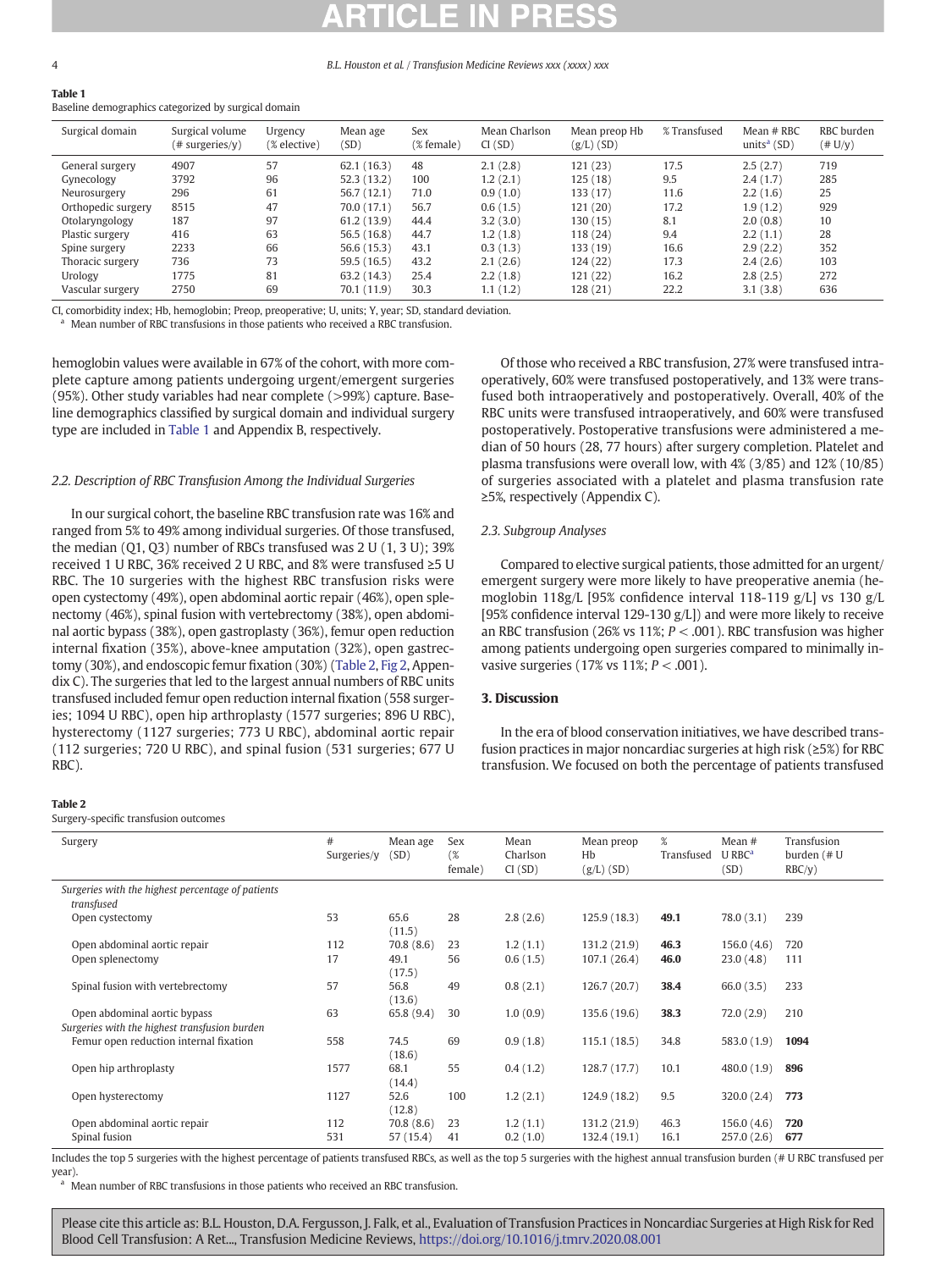**Table 1**
Baseline demographics categorized by surgical domain

| Surgical domain | Surgical volume (# surgeries/y) | Urgency (% elective) | Mean age (SD) | Sex (% female) | Mean Charlson CI (SD) | Mean preop Hb (g/L) (SD) | % Transfused | Mean # RBC units[a] (SD) | RBC burden (# U/y) |
|---|---|---|---|---|---|---|---|---|---|
| General surgery | 4907 | 57 | 62.1 (16.3) | 48 | 2.1 (2.8) | 121 (23) | 17.5 | 2.5 (2.7) | 719 |
| Gynecology | 3792 | 96 | 52.3 (13.2) | 100 | 1.2 (2.1) | 125 (18) | 9.5 | 2.4 (1.7) | 285 |
| Neurosurgery | 296 | 61 | 56.7 (12.1) | 71.0 | 0.9 (1.0) | 133 (17) | 11.6 | 2.2 (1.6) | 25 |
| Orthopedic surgery | 8515 | 47 | 70.0 (17.1) | 56.7 | 0.6 (1.5) | 121 (20) | 17.2 | 1.9 (1.2) | 929 |
| Otolaryngology | 187 | 97 | 61.2 (13.9) | 44.4 | 3.2 (3.0) | 130 (15) | 8.1 | 2.0 (0.8) | 10 |
| Plastic surgery | 416 | 63 | 56.5 (16.8) | 44.7 | 1.2 (1.8) | 118 (24) | 9.4 | 2.2 (1.1) | 28 |
| Spine surgery | 2233 | 66 | 56.6 (15.3) | 43.1 | 0.3 (1.3) | 133 (19) | 16.6 | 2.9 (2.2) | 352 |
| Thoracic surgery | 736 | 73 | 59.5 (16.5) | 43.2 | 2.1 (2.6) | 124 (22) | 17.3 | 2.4 (2.6) | 103 |
| Urology | 1775 | 81 | 63.2 (14.3) | 25.4 | 2.2 (1.8) | 121 (22) | 16.2 | 2.8 (2.5) | 272 |
| Vascular surgery | 2750 | 69 | 70.1 (11.9) | 30.3 | 1.1 (1.2) | 128 (21) | 22.2 | 3.1 (3.8) | 636 |

CI, comorbidity index; Hb, hemoglobin; Preop, preoperative; U, units; Y, year; SD, standard deviation.
[a] Mean number of RBC transfusions in those patients who received a RBC transfusion.

hemoglobin values were available in 67% of the cohort, with more complete capture among patients undergoing urgent/emergent surgeries (95%). Other study variables had near complete (>99%) capture. Baseline demographics classified by surgical domain and individual surgery type are included in Table 1 and Appendix B, respectively.

### 2.2. Description of RBC Transfusion Among the Individual Surgeries

In our surgical cohort, the baseline RBC transfusion rate was 16% and ranged from 5% to 49% among individual surgeries. Of those transfused, the median (Q1, Q3) number of RBCs transfused was 2 U (1, 3 U); 39% received 1 U RBC, 36% received 2 U RBC, and 8% were transfused ≥5 U RBC. The 10 surgeries with the highest RBC transfusion risks were open cystectomy (49%), open abdominal aortic repair (46%), open splenectomy (46%), spinal fusion with vertebrectomy (38%), open abdominal aortic bypass (38%), open gastroplasty (36%), femur open reduction internal fixation (35%), above-knee amputation (32%), open gastrectomy (30%), and endoscopic femur fixation (30%) (Table 2, Fig 2, Appendix C). The surgeries that led to the largest annual numbers of RBC units transfused included femur open reduction internal fixation (558 surgeries; 1094 U RBC), open hip arthroplasty (1577 surgeries; 896 U RBC), hysterectomy (1127 surgeries; 773 U RBC), abdominal aortic repair (112 surgeries; 720 U RBC), and spinal fusion (531 surgeries; 677 U RBC).

Of those who received a RBC transfusion, 27% were transfused intraoperatively, 60% were transfused postoperatively, and 13% were transfused both intraoperatively and postoperatively. Overall, 40% of the RBC units were transfused intraoperatively, and 60% were transfused postoperatively. Postoperative transfusions were administered a median of 50 hours (28, 77 hours) after surgery completion. Platelet and plasma transfusions were overall low, with 4% (3/85) and 12% (10/85) of surgeries associated with a platelet and plasma transfusion rate ≥5%, respectively (Appendix C).

### 2.3. Subgroup Analyses

Compared to elective surgical patients, those admitted for an urgent/emergent surgery were more likely to have preoperative anemia (hemoglobin 118g/L [95% confidence interval 118-119 g/L] vs 130 g/L [95% confidence interval 129-130 g/L]) and were more likely to receive an RBC transfusion (26% vs 11%; $P < .001$). RBC transfusion was higher among patients undergoing open surgeries compared to minimally invasive surgeries (17% vs 11%; $P < .001$).

## 3. Discussion

In the era of blood conservation initiatives, we have described transfusion practices in major noncardiac surgeries at high risk (≥5%) for RBC transfusion. We focused on both the percentage of patients transfused

**Table 2**
Surgery-specific transfusion outcomes

| Surgery | # Surgeries/y | Mean age (SD) | Sex (% female) | Mean Charlson CI (SD) | Mean preop Hb (g/L) (SD) | % Transfused | Mean # U RBC[a] (SD) | Transfusion burden (# U RBC/y) |
|---|---|---|---|---|---|---|---|---|
| *Surgeries with the highest percentage of patients transfused* | | | | | | | | |
| Open cystectomy | 53 | 65.6 (11.5) | 28 | 2.8 (2.6) | 125.9 (18.3) | **49.1** | 78.0 (3.1) | 239 |
| Open abdominal aortic repair | 112 | 70.8 (8.6) | 23 | 1.2 (1.1) | 131.2 (21.9) | **46.3** | 156.0 (4.6) | 720 |
| Open splenectomy | 17 | 49.1 (17.5) | 56 | 0.6 (1.5) | 107.1 (26.4) | **46.0** | 23.0 (4.8) | 111 |
| Spinal fusion with vertebrectomy | 57 | 56.8 (13.6) | 49 | 0.8 (2.1) | 126.7 (20.7) | **38.4** | 66.0 (3.5) | 233 |
| Open abdominal aortic bypass | 63 | 65.8 (9.4) | 30 | 1.0 (0.9) | 135.6 (19.6) | **38.3** | 72.0 (2.9) | 210 |
| *Surgeries with the highest transfusion burden* | | | | | | | | |
| Femur open reduction internal fixation | 558 | 74.5 (18.6) | 69 | 0.9 (1.8) | 115.1 (18.5) | 34.8 | 583.0 (1.9) | **1094** |
| Open hip arthroplasty | 1577 | 68.1 (14.4) | 55 | 0.4 (1.2) | 128.7 (17.7) | 10.1 | 480.0 (1.9) | **896** |
| Open hysterectomy | 1127 | 52.6 (12.8) | 100 | 1.2 (2.1) | 124.9 (18.2) | 9.5 | 320.0 (2.4) | **773** |
| Open abdominal aortic repair | 112 | 70.8 (8.6) | 23 | 1.2 (1.1) | 131.2 (21.9) | 46.3 | 156.0 (4.6) | **720** |
| Spinal fusion | 531 | 57 (15.4) | 41 | 0.2 (1.0) | 132.4 (19.1) | 16.1 | 257.0 (2.6) | **677** |

Includes the top 5 surgeries with the highest percentage of patients transfused RBCs, as well as the top 5 surgeries with the highest annual transfusion burden (# U RBC transfused per year).
[a] Mean number of RBC transfusions in those patients who received an RBC transfusion.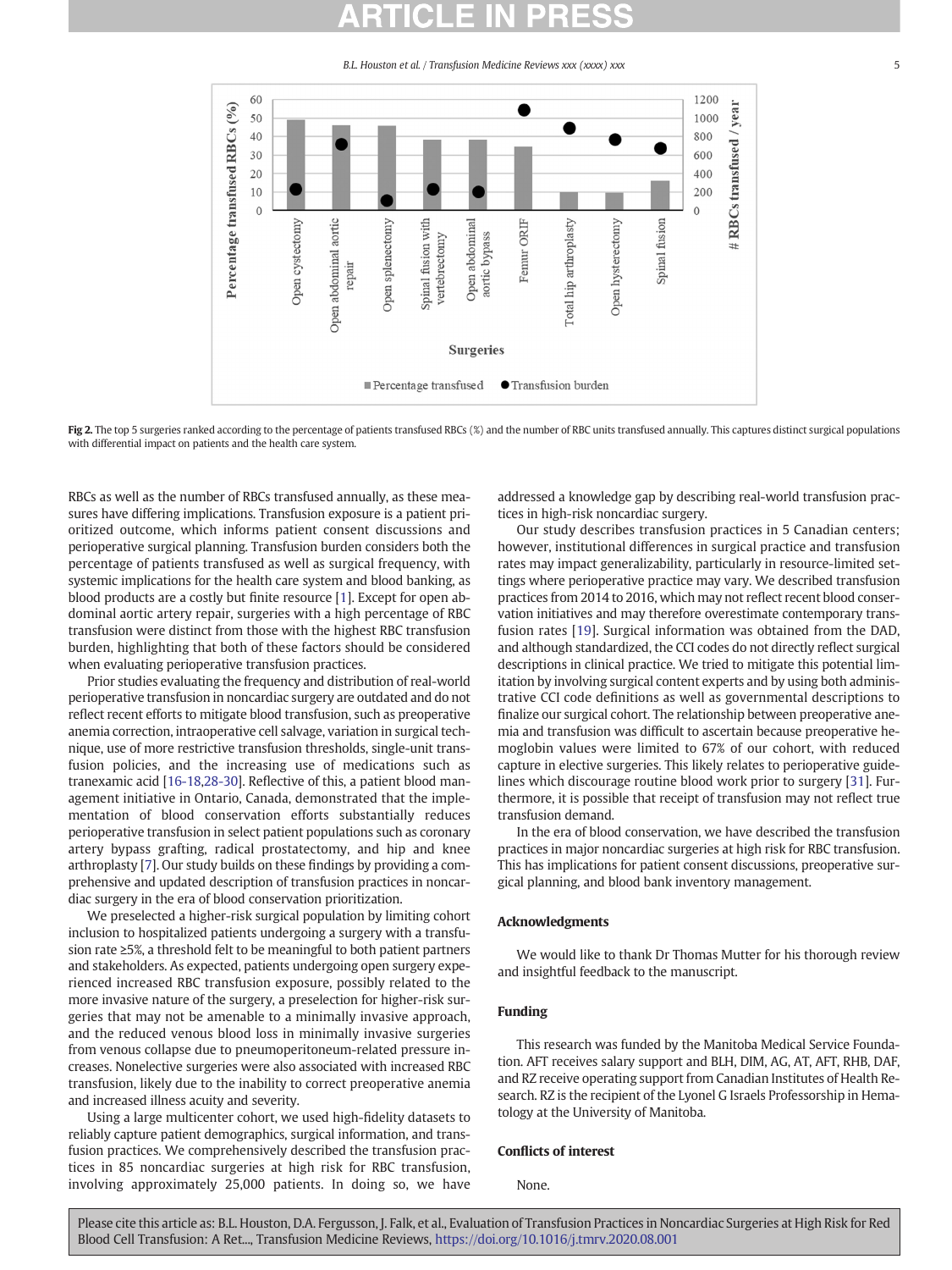Percentage transfused RBCs (%)

60
50
40
30
20
10
0

1200
1000
800
600
400
200
0

# RBCs transfused / year

Open cystectomy
Open abdominal aortic repair
Open splenectomy
Spinal fusion with vertebrectomy
Open abdominal aortic bypass
Femur ORIF
Total hip arthroplasty
Open hysterectomy
Spinal fusion

Surgeries

Percentage transfused
Transfusion burden

**Fig 2.** The top 5 surgeries ranked according to the percentage of patients transfused RBCs (%) and the number of RBC units transfused annually. This captures distinct surgical populations with differential impact on patients and the health care system.

RBCs as well as the number of RBCs transfused annually, as these measures have differing implications. Transfusion exposure is a patient prioritized outcome, which informs patient consent discussions and perioperative surgical planning. Transfusion burden considers both the percentage of patients transfused as well as surgical frequency, with systemic implications for the health care system and blood banking, as blood products are a costly but finite resource [1]. Except for open abdominal aortic artery repair, surgeries with a high percentage of RBC transfusion were distinct from those with the highest RBC transfusion burden, highlighting that both of these factors should be considered when evaluating perioperative transfusion practices.

Prior studies evaluating the frequency and distribution of real-world perioperative transfusion in noncardiac surgery are outdated and do not reflect recent efforts to mitigate blood transfusion, such as preoperative anemia correction, intraoperative cell salvage, variation in surgical technique, use of more restrictive transfusion thresholds, single-unit transfusion policies, and the increasing use of medications such as tranexamic acid [16-18,28-30]. Reflective of this, a patient blood management initiative in Ontario, Canada, demonstrated that the implementation of blood conservation efforts substantially reduces perioperative transfusion in select patient populations such as coronary artery bypass grafting, radical prostatectomy, and hip and knee arthroplasty [7]. Our study builds on these findings by providing a comprehensive and updated description of transfusion practices in noncardiac surgery in the era of blood conservation prioritization.

We preselected a higher-risk surgical population by limiting cohort inclusion to hospitalized patients undergoing a surgery with a transfusion rate ≥5%, a threshold felt to be meaningful to both patient partners and stakeholders. As expected, patients undergoing open surgery experienced increased RBC transfusion exposure, possibly related to the more invasive nature of the surgery, a preselection for higher-risk surgeries that may not be amenable to a minimally invasive approach, and the reduced venous blood loss in minimally invasive surgeries from venous collapse due to pneumoperitoneum-related pressure increases. Nonelective surgeries were also associated with increased RBC transfusion, likely due to the inability to correct preoperative anemia and increased illness acuity and severity.

Using a large multicenter cohort, we used high-fidelity datasets to reliably capture patient demographics, surgical information, and transfusion practices. We comprehensively described the transfusion practices in 85 noncardiac surgeries at high risk for RBC transfusion, involving approximately 25,000 patients. In doing so, we have addressed a knowledge gap by describing real-world transfusion practices in high-risk noncardiac surgery.

Our study describes transfusion practices in 5 Canadian centers; however, institutional differences in surgical practice and transfusion rates may impact generalizability, particularly in resource-limited settings where perioperative practice may vary. We described transfusion practices from 2014 to 2016, which may not reflect recent blood conservation initiatives and may therefore overestimate contemporary transfusion rates [19]. Surgical information was obtained from the DAD, and although standardized, the CCI codes do not directly reflect surgical descriptions in clinical practice. We tried to mitigate this potential limitation by involving surgical content experts and by using both administrative CCI code definitions as well as governmental descriptions to finalize our surgical cohort. The relationship between preoperative anemia and transfusion was difficult to ascertain because preoperative hemoglobin values were limited to 67% of our cohort, with reduced capture in elective surgeries. This likely relates to perioperative guidelines which discourage routine blood work prior to surgery [31]. Furthermore, it is possible that receipt of transfusion may not reflect true transfusion demand.

In the era of blood conservation, we have described the transfusion practices in major noncardiac surgeries at high risk for RBC transfusion. This has implications for patient consent discussions, preoperative surgical planning, and blood bank inventory management.

## Acknowledgments

We would like to thank Dr Thomas Mutter for his thorough review and insightful feedback to the manuscript.

## Funding

This research was funded by the Manitoba Medical Service Foundation. AFT receives salary support and BLH, DIM, AG, AT, AFT, RHB, DAF, and RZ receive operating support from Canadian Institutes of Health Research. RZ is the recipient of the Lyonel G Israels Professorship in Hematology at the University of Manitoba.

## Conflicts of interest

None.

Please cite this article as: B.L. Houston, D.A. Fergusson, J. Falk, et al., Evaluation of Transfusion Practices in Noncardiac Surgeries at High Risk for Red Blood Cell Transfusion: A Ret..., Transfusion Medicine Reviews, https://doi.org/10.1016/j.tmrv.2020.08.001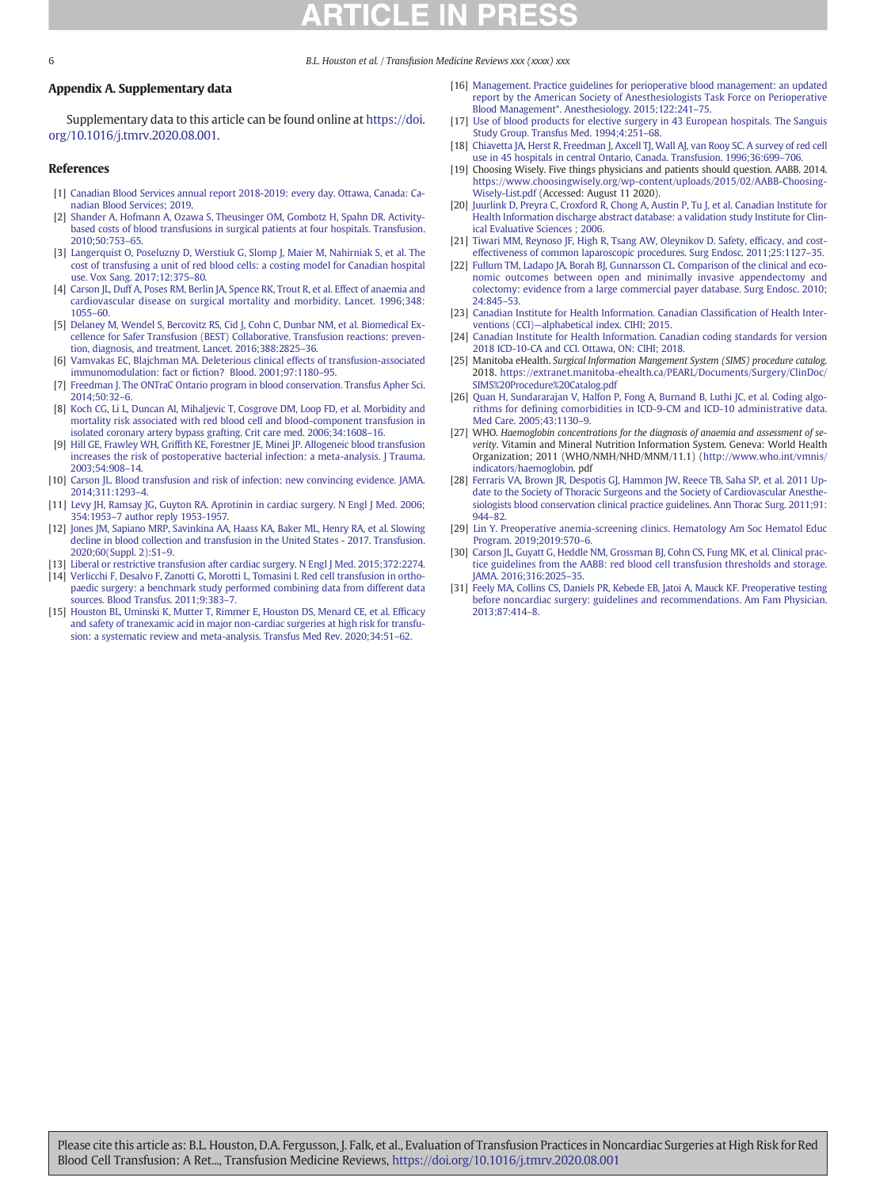## Appendix A. Supplementary data

Supplementary data to this article can be found online at https://doi.org/10.1016/j.tmrv.2020.08.001.

## References

[1] Canadian Blood Services annual report 2018-2019: every day. Ottawa, Canada: Canadian Blood Services; 2019.

[2] Shander A, Hofmann A, Ozawa S, Theusinger OM, Gombotz H, Spahn DR. Activity-based costs of blood transfusions in surgical patients at four hospitals. Transfusion. 2010;50:753–65.

[3] Langerquist O, Poseluzny D, Werstiuk G, Slomp J, Maier M, Nahirniak S, et al. The cost of transfusing a unit of red blood cells: a costing model for Canadian hospital use. Vox Sang. 2017;12:375–80.

[4] Carson JL, Duff A, Poses RM, Berlin JA, Spence RK, Trout R, et al. Effect of anaemia and cardiovascular disease on surgical mortality and morbidity. Lancet. 1996;348:1055–60.

[5] Delaney M, Wendel S, Bercovitz RS, Cid J, Cohn C, Dunbar NM, et al. Biomedical Excellence for Safer Transfusion (BEST) Collaborative. Transfusion reactions: prevention, diagnosis, and treatment. Lancet. 2016;388:2825–36.

[6] Vamvakas EC, Blajchman MA. Deleterious clinical effects of transfusion-associated immunomodulation: fact or fiction? Blood. 2001;97:1180–95.

[7] Freedman J. The ONTraC Ontario program in blood conservation. Transfus Apher Sci. 2014;50:32–6.

[8] Koch CG, Li L, Duncan AI, Mihaljevic T, Cosgrove DM, Loop FD, et al. Morbidity and mortality risk associated with red blood cell and blood-component transfusion in isolated coronary artery bypass grafting. Crit care med. 2006;34:1608–16.

[9] Hill GE, Frawley WH, Griffith KE, Forestner JE, Minei JP. Allogeneic blood transfusion increases the risk of postoperative bacterial infection: a meta-analysis. J Trauma. 2003;54:908–14.

[10] Carson JL. Blood transfusion and risk of infection: new convincing evidence. JAMA. 2014;311:1293–4.

[11] Levy JH, Ramsay JG, Guyton RA. Aprotinin in cardiac surgery. N Engl J Med. 2006;354:1953–7 author reply 1953-1957.

[12] Jones JM, Sapiano MRP, Savinkina AA, Haass KA, Baker ML, Henry RA, et al. Slowing decline in blood collection and transfusion in the United States - 2017. Transfusion. 2020;60(Suppl. 2):S1–9.

[13] Liberal or restrictive transfusion after cardiac surgery. N Engl J Med. 2015;372:2274.

[14] Verlicchi F, Desalvo F, Zanotti G, Morotti L, Tomasini I. Red cell transfusion in orthopaedic surgery: a benchmark study performed combining data from different data sources. Blood Transfus. 2011;9:383–7.

[15] Houston BL, Uminski K, Mutter T, Rimmer E, Houston DS, Menard CE, et al. Efficacy and safety of tranexamic acid in major non-cardiac surgeries at high risk for transfusion: a systematic review and meta-analysis. Transfus Med Rev. 2020;34:51–62.

[16] Management. Practice guidelines for perioperative blood management: an updated report by the American Society of Anesthesiologists Task Force on Perioperative Blood Management*. Anesthesiology. 2015;122:241–75.

[17] Use of blood products for elective surgery in 43 European hospitals. The Sanguis Study Group. Transfus Med. 1994;4:251–68.

[18] Chiavetta JA, Herst R, Freedman J, Axcell TJ, Wall AJ, van Rooy SC. A survey of red cell use in 45 hospitals in central Ontario, Canada. Transfusion. 1996;36:699–706.

[19] Choosing Wisely. Five things physicians and patients should question. AABB. 2014. https://www.choosingwisely.org/wp-content/uploads/2015/02/AABB-Choosing-Wisely-List.pdf (Accessed: August 11 2020).

[20] Juurlink D, Preyra C, Croxford R, Chong A, Austin P, Tu J, et al. Canadian Institute for Health Information discharge abstract database: a validation study Institute for Clinical Evaluative Sciences ; 2006.

[21] Tiwari MM, Reynoso JF, High R, Tsang AW, Oleynikov D. Safety, efficacy, and cost-effectiveness of common laparoscopic procedures. Surg Endosc. 2011;25:1127–35.

[22] Fullum TM, Ladapo JA, Borah BJ, Gunnarsson CL. Comparison of the clinical and economic outcomes between open and minimally invasive appendectomy and colectomy: evidence from a large commercial payer database. Surg Endosc. 2010;24:845–53.

[23] Canadian Institute for Health Information. Canadian Classification of Health Interventions (CCI)—alphabetical index. CIHI; 2015.

[24] Canadian Institute for Health Information. Canadian coding standards for version 2018 ICD-10-CA and CCI. Ottawa, ON: CIHI; 2018.

[25] Manitoba eHealth. *Surgical Information Mangement System (SIMS) procedure catalog.* 2018. https://extranet.manitoba-ehealth.ca/PEARL/Documents/Surgery/ClinDoc/SIMS%20Procedure%20Catalog.pdf

[26] Quan H, Sundararajan V, Halfon P, Fong A, Burnand B, Luthi JC, et al. Coding algorithms for defining comorbidities in ICD-9-CM and ICD-10 administrative data. Med Care. 2005;43:1130–9.

[27] WHO. *Haemoglobin concentrations for the diagnosis of anaemia and assessment of severity*. Vitamin and Mineral Nutrition Information System. Geneva: World Health Organization; 2011 (WHO/NMH/NHD/MNM/11.1) (http://www.who.int/vmnis/indicators/haemoglobin. pdf

[28] Ferraris VA, Brown JR, Despotis GJ, Hammon JW, Reece TB, Saha SP, et al. 2011 Update to the Society of Thoracic Surgeons and the Society of Cardiovascular Anesthesiologists blood conservation clinical practice guidelines. Ann Thorac Surg. 2011;91:944–82.

[29] Lin Y. Preoperative anemia-screening clinics. Hematology Am Soc Hematol Educ Program. 2019;2019:570–6.

[30] Carson JL, Guyatt G, Heddle NM, Grossman BJ, Cohn CS, Fung MK, et al. Clinical practice guidelines from the AABB: red blood cell transfusion thresholds and storage. JAMA. 2016;316:2025–35.

[31] Feely MA, Collins CS, Daniels PR, Kebede EB, Jatoi A, Mauck KF. Preoperative testing before noncardiac surgery: guidelines and recommendations. Am Fam Physician. 2013;87:414–8.